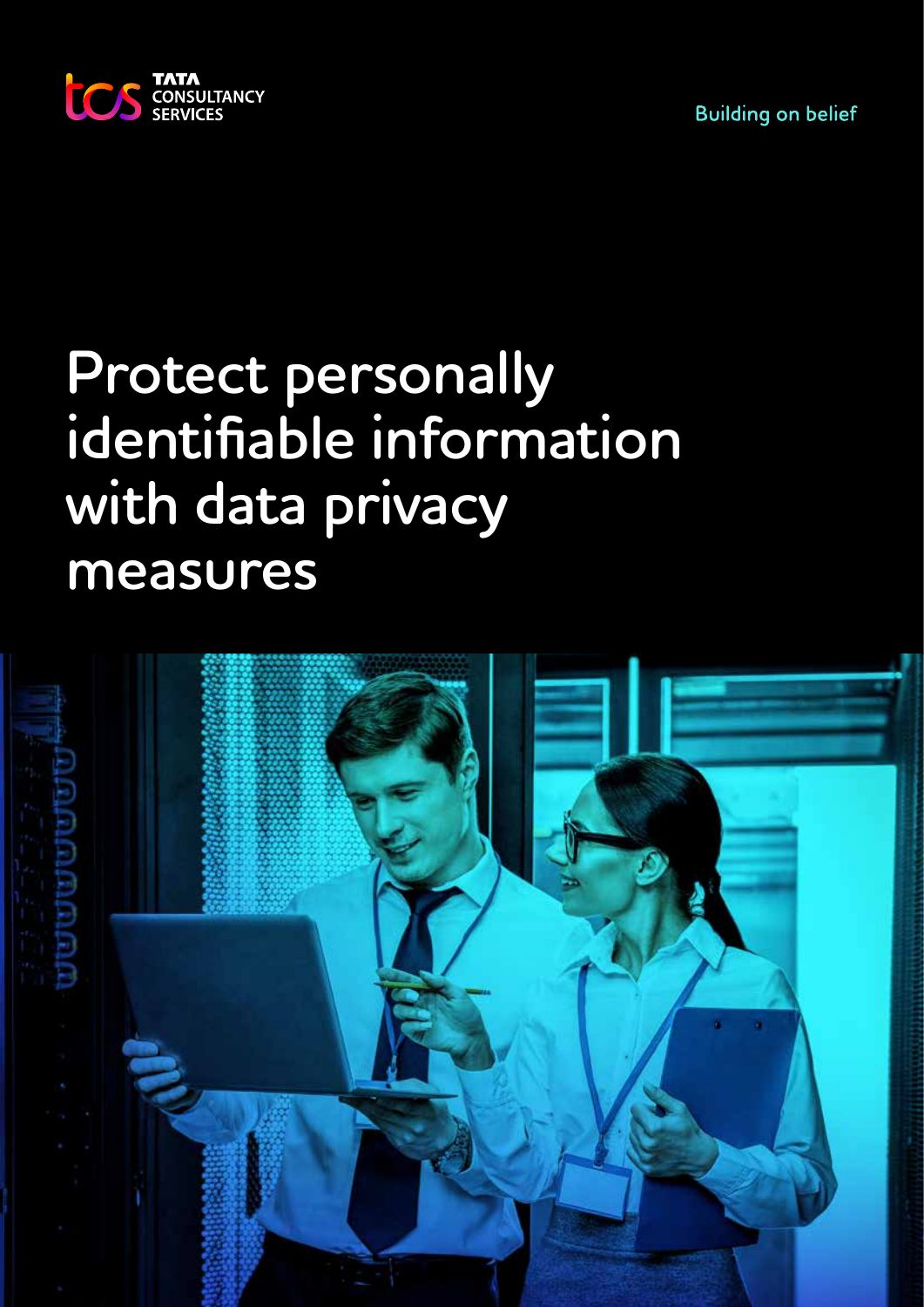TATA CONSULTANCY SERVICES

Building on belief

# Protect personally identifiable information with data privacy measures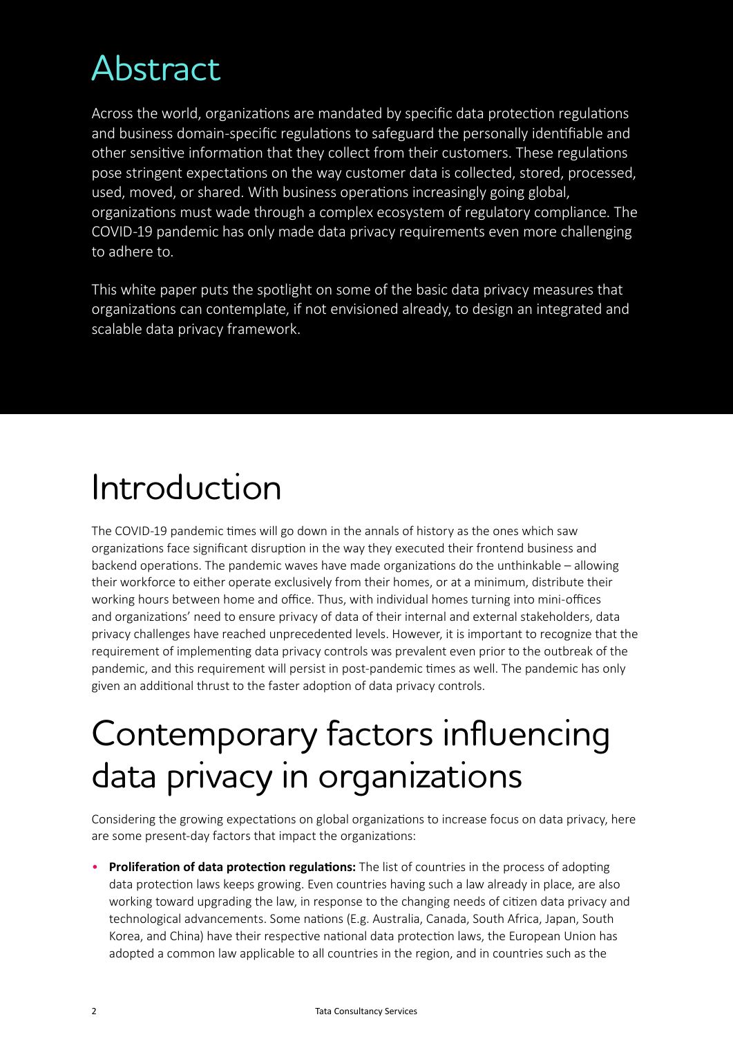# Abstract

Across the world, organizations are mandated by specific data protection regulations and business domain-specific regulations to safeguard the personally identifiable and other sensitive information that they collect from their customers. These regulations pose stringent expectations on the way customer data is collected, stored, processed, used, moved, or shared. With business operations increasingly going global, organizations must wade through a complex ecosystem of regulatory compliance. The COVID-19 pandemic has only made data privacy requirements even more challenging to adhere to.

This white paper puts the spotlight on some of the basic data privacy measures that organizations can contemplate, if not envisioned already, to design an integrated and scalable data privacy framework.

# Introduction

The COVID-19 pandemic times will go down in the annals of history as the ones which saw organizations face significant disruption in the way they executed their frontend business and backend operations. The pandemic waves have made organizations do the unthinkable – allowing their workforce to either operate exclusively from their homes, or at a minimum, distribute their working hours between home and office. Thus, with individual homes turning into mini-offices and organizations' need to ensure privacy of data of their internal and external stakeholders, data privacy challenges have reached unprecedented levels. However, it is important to recognize that the requirement of implementing data privacy controls was prevalent even prior to the outbreak of the pandemic, and this requirement will persist in post-pandemic times as well. The pandemic has only given an additional thrust to the faster adoption of data privacy controls.

# Contemporary factors influencing data privacy in organizations

Considering the growing expectations on global organizations to increase focus on data privacy, here are some present-day factors that impact the organizations:

- **Proliferation of data protection regulations:** The list of countries in the process of adopting data protection laws keeps growing. Even countries having such a law already in place, are also working toward upgrading the law, in response to the changing needs of citizen data privacy and technological advancements. Some nations (E.g. Australia, Canada, South Africa, Japan, South Korea, and China) have their respective national data protection laws, the European Union has adopted a common law applicable to all countries in the region, and in countries such as the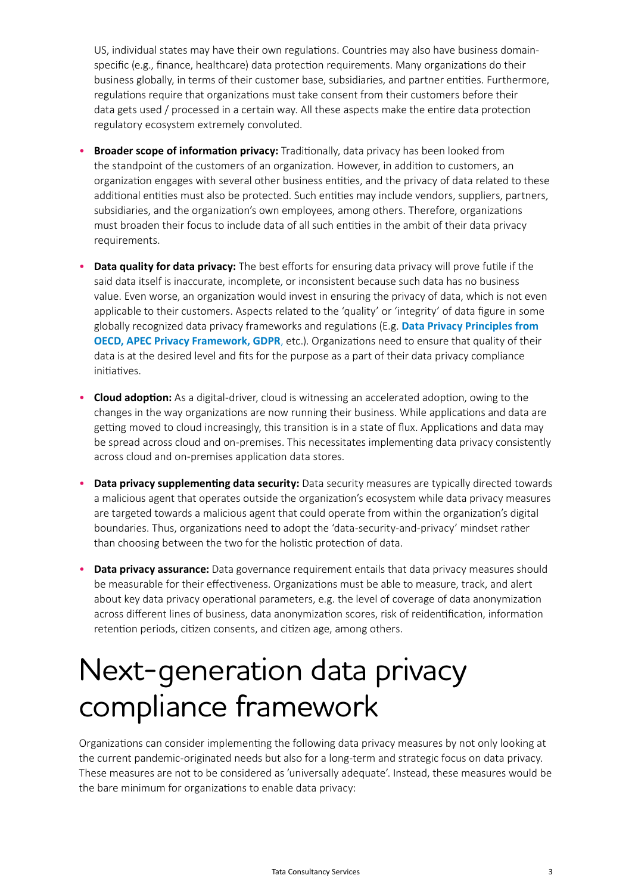US, individual states may have their own regulations. Countries may also have business domain-specific (e.g., finance, healthcare) data protection requirements. Many organizations do their business globally, in terms of their customer base, subsidiaries, and partner entities. Furthermore, regulations require that organizations must take consent from their customers before their data gets used / processed in a certain way. All these aspects make the entire data protection regulatory ecosystem extremely convoluted.

- **Broader scope of information privacy:** Traditionally, data privacy has been looked from the standpoint of the customers of an organization. However, in addition to customers, an organization engages with several other business entities, and the privacy of data related to these additional entities must also be protected. Such entities may include vendors, suppliers, partners, subsidiaries, and the organization's own employees, among others. Therefore, organizations must broaden their focus to include data of all such entities in the ambit of their data privacy requirements.

- **Data quality for data privacy:** The best efforts for ensuring data privacy will prove futile if the said data itself is inaccurate, incomplete, or inconsistent because such data has no business value. Even worse, an organization would invest in ensuring the privacy of data, which is not even applicable to their customers. Aspects related to the 'quality' or 'integrity' of data figure in some globally recognized data privacy frameworks and regulations (E.g. **Data Privacy Principles from OECD, APEC Privacy Framework, GDPR**, etc.). Organizations need to ensure that quality of their data is at the desired level and fits for the purpose as a part of their data privacy compliance initiatives.

- **Cloud adoption:** As a digital-driver, cloud is witnessing an accelerated adoption, owing to the changes in the way organizations are now running their business. While applications and data are getting moved to cloud increasingly, this transition is in a state of flux. Applications and data may be spread across cloud and on-premises. This necessitates implementing data privacy consistently across cloud and on-premises application data stores.

- **Data privacy supplementing data security:** Data security measures are typically directed towards a malicious agent that operates outside the organization's ecosystem while data privacy measures are targeted towards a malicious agent that could operate from within the organization's digital boundaries. Thus, organizations need to adopt the 'data-security-and-privacy' mindset rather than choosing between the two for the holistic protection of data.

- **Data privacy assurance:** Data governance requirement entails that data privacy measures should be measurable for their effectiveness. Organizations must be able to measure, track, and alert about key data privacy operational parameters, e.g. the level of coverage of data anonymization across different lines of business, data anonymization scores, risk of reidentification, information retention periods, citizen consents, and citizen age, among others.

# Next-generation data privacy compliance framework

Organizations can consider implementing the following data privacy measures by not only looking at the current pandemic-originated needs but also for a long-term and strategic focus on data privacy. These measures are not to be considered as 'universally adequate'. Instead, these measures would be the bare minimum for organizations to enable data privacy: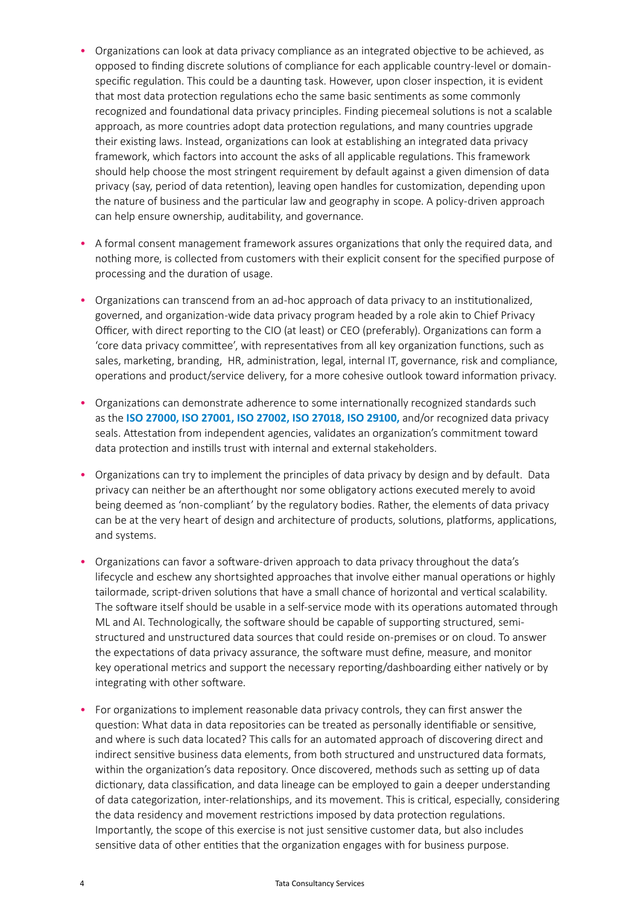- Organizations can look at data privacy compliance as an integrated objective to be achieved, as opposed to finding discrete solutions of compliance for each applicable country-level or domain-specific regulation. This could be a daunting task. However, upon closer inspection, it is evident that most data protection regulations echo the same basic sentiments as some commonly recognized and foundational data privacy principles. Finding piecemeal solutions is not a scalable approach, as more countries adopt data protection regulations, and many countries upgrade their existing laws. Instead, organizations can look at establishing an integrated data privacy framework, which factors into account the asks of all applicable regulations. This framework should help choose the most stringent requirement by default against a given dimension of data privacy (say, period of data retention), leaving open handles for customization, depending upon the nature of business and the particular law and geography in scope. A policy-driven approach can help ensure ownership, auditability, and governance.

- A formal consent management framework assures organizations that only the required data, and nothing more, is collected from customers with their explicit consent for the specified purpose of processing and the duration of usage.

- Organizations can transcend from an ad-hoc approach of data privacy to an institutionalized, governed, and organization-wide data privacy program headed by a role akin to Chief Privacy Officer, with direct reporting to the CIO (at least) or CEO (preferably). Organizations can form a 'core data privacy committee', with representatives from all key organization functions, such as sales, marketing, branding, HR, administration, legal, internal IT, governance, risk and compliance, operations and product/service delivery, for a more cohesive outlook toward information privacy.

- Organizations can demonstrate adherence to some internationally recognized standards such as the **ISO 27000, ISO 27001, ISO 27002, ISO 27018, ISO 29100,** and/or recognized data privacy seals. Attestation from independent agencies, validates an organization's commitment toward data protection and instills trust with internal and external stakeholders.

- Organizations can try to implement the principles of data privacy by design and by default. Data privacy can neither be an afterthought nor some obligatory actions executed merely to avoid being deemed as 'non-compliant' by the regulatory bodies. Rather, the elements of data privacy can be at the very heart of design and architecture of products, solutions, platforms, applications, and systems.

- Organizations can favor a software-driven approach to data privacy throughout the data's lifecycle and eschew any shortsighted approaches that involve either manual operations or highly tailormade, script-driven solutions that have a small chance of horizontal and vertical scalability. The software itself should be usable in a self-service mode with its operations automated through ML and AI. Technologically, the software should be capable of supporting structured, semi-structured and unstructured data sources that could reside on-premises or on cloud. To answer the expectations of data privacy assurance, the software must define, measure, and monitor key operational metrics and support the necessary reporting/dashboarding either natively or by integrating with other software.

- For organizations to implement reasonable data privacy controls, they can first answer the question: What data in data repositories can be treated as personally identifiable or sensitive, and where is such data located? This calls for an automated approach of discovering direct and indirect sensitive business data elements, from both structured and unstructured data formats, within the organization's data repository. Once discovered, methods such as setting up of data dictionary, data classification, and data lineage can be employed to gain a deeper understanding of data categorization, inter-relationships, and its movement. This is critical, especially, considering the data residency and movement restrictions imposed by data protection regulations. Importantly, the scope of this exercise is not just sensitive customer data, but also includes sensitive data of other entities that the organization engages with for business purpose.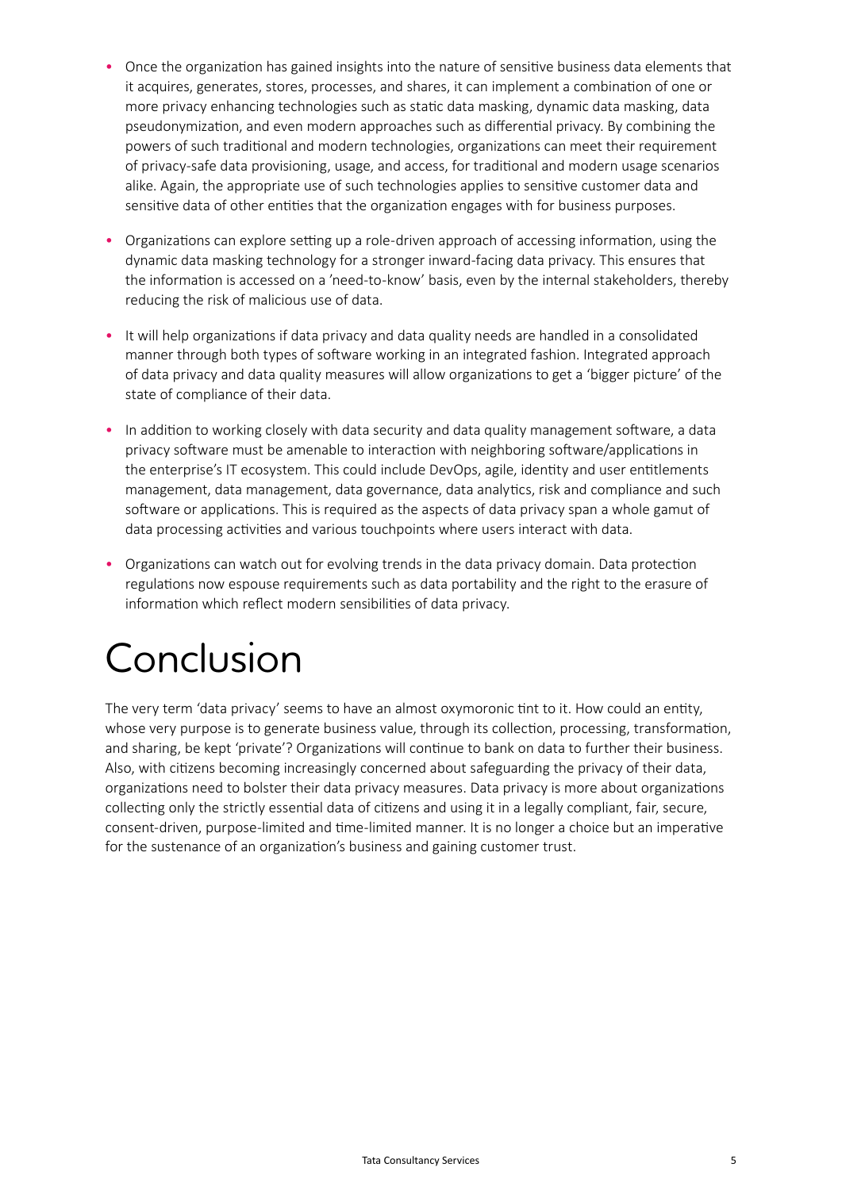- Once the organization has gained insights into the nature of sensitive business data elements that it acquires, generates, stores, processes, and shares, it can implement a combination of one or more privacy enhancing technologies such as static data masking, dynamic data masking, data pseudonymization, and even modern approaches such as differential privacy. By combining the powers of such traditional and modern technologies, organizations can meet their requirement of privacy-safe data provisioning, usage, and access, for traditional and modern usage scenarios alike. Again, the appropriate use of such technologies applies to sensitive customer data and sensitive data of other entities that the organization engages with for business purposes.

- Organizations can explore setting up a role-driven approach of accessing information, using the dynamic data masking technology for a stronger inward-facing data privacy. This ensures that the information is accessed on a 'need-to-know' basis, even by the internal stakeholders, thereby reducing the risk of malicious use of data.

- It will help organizations if data privacy and data quality needs are handled in a consolidated manner through both types of software working in an integrated fashion. Integrated approach of data privacy and data quality measures will allow organizations to get a 'bigger picture' of the state of compliance of their data.

- In addition to working closely with data security and data quality management software, a data privacy software must be amenable to interaction with neighboring software/applications in the enterprise's IT ecosystem. This could include DevOps, agile, identity and user entitlements management, data management, data governance, data analytics, risk and compliance and such software or applications. This is required as the aspects of data privacy span a whole gamut of data processing activities and various touchpoints where users interact with data.

- Organizations can watch out for evolving trends in the data privacy domain. Data protection regulations now espouse requirements such as data portability and the right to the erasure of information which reflect modern sensibilities of data privacy.

# Conclusion

The very term 'data privacy' seems to have an almost oxymoronic tint to it. How could an entity, whose very purpose is to generate business value, through its collection, processing, transformation, and sharing, be kept 'private'? Organizations will continue to bank on data to further their business. Also, with citizens becoming increasingly concerned about safeguarding the privacy of their data, organizations need to bolster their data privacy measures. Data privacy is more about organizations collecting only the strictly essential data of citizens and using it in a legally compliant, fair, secure, consent-driven, purpose-limited and time-limited manner. It is no longer a choice but an imperative for the sustenance of an organization's business and gaining customer trust.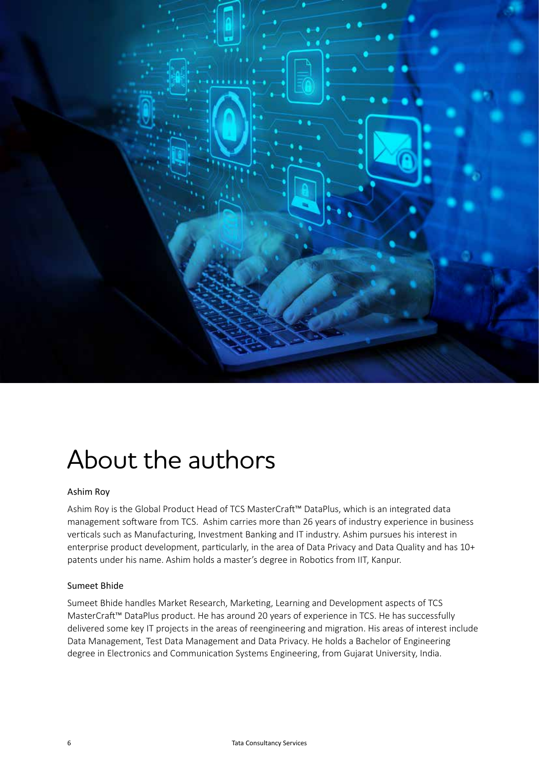# About the authors

### Ashim Roy

Ashim Roy is the Global Product Head of TCS MasterCraft™ DataPlus, which is an integrated data management software from TCS. Ashim carries more than 26 years of industry experience in business verticals such as Manufacturing, Investment Banking and IT industry. Ashim pursues his interest in enterprise product development, particularly, in the area of Data Privacy and Data Quality and has 10+ patents under his name. Ashim holds a master's degree in Robotics from IIT, Kanpur.

### Sumeet Bhide

Sumeet Bhide handles Market Research, Marketing, Learning and Development aspects of TCS MasterCraft™ DataPlus product. He has around 20 years of experience in TCS. He has successfully delivered some key IT projects in the areas of reengineering and migration. His areas of interest include Data Management, Test Data Management and Data Privacy. He holds a Bachelor of Engineering degree in Electronics and Communication Systems Engineering, from Gujarat University, India.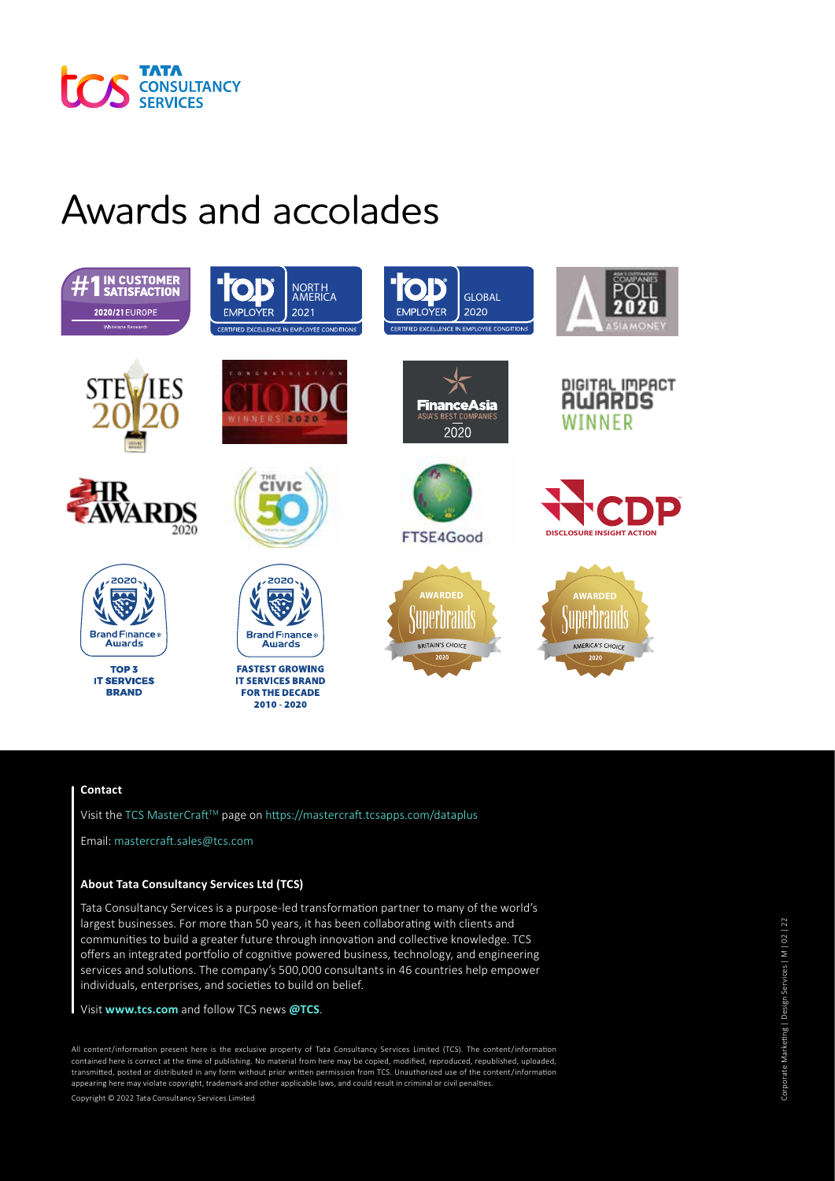# Awards and accolades

**Contact**

Visit the TCS MasterCraft™ page on https://mastercraft.tcsapps.com/dataplus

Email: mastercraft.sales@tcs.com

**About Tata Consultancy Services Ltd (TCS)**

Tata Consultancy Services is a purpose-led transformation partner to many of the world's largest businesses. For more than 50 years, it has been collaborating with clients and communities to build a greater future through innovation and collective knowledge. TCS offers an integrated portfolio of cognitive powered business, technology, and engineering services and solutions. The company's 500,000 consultants in 46 countries help empower individuals, enterprises, and societies to build on belief.

Visit **www.tcs.com** and follow TCS news **@TCS**.

All content/information present here is the exclusive property of Tata Consultancy Services Limited (TCS). The content/information contained here is correct at the time of publishing. No material from here may be copied, modified, reproduced, republished, uploaded, transmitted, posted or distributed in any form without prior written permission from TCS. Unauthorized use of the content/information appearing here may violate copyright, trademark and other applicable laws, and could result in criminal or civil penalties.

Copyright © 2022 Tata Consultancy Services Limited

Corporate Marketing | Design Services | M | 02 | 22